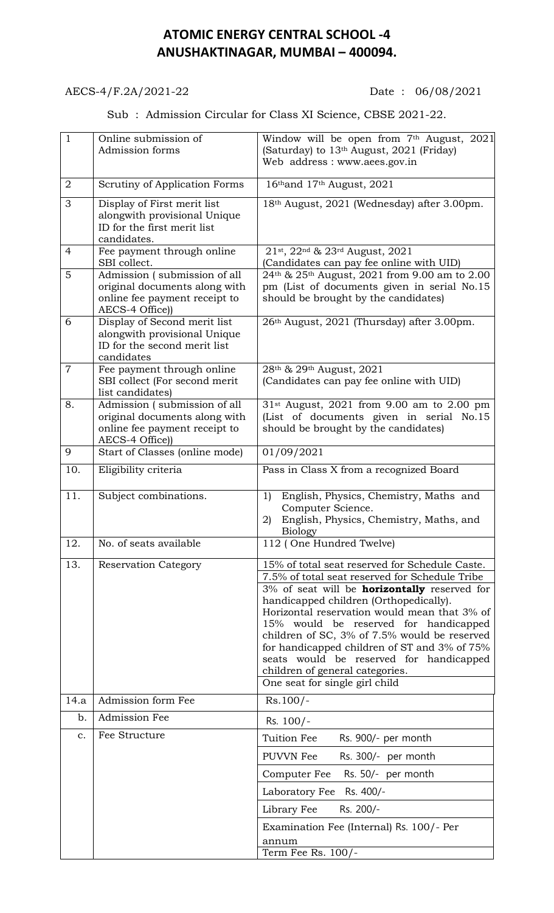# ATOMIC ENERGY CENTRAL SCHOOL -4
# ANUSHAKTINAGAR, MUMBAI – 400094.

AECS-4/F.2A/2021-22 Date : 06/08/2021

Sub : Admission Circular for Class XI Science, CBSE 2021-22.

| 1 | Online submission of Admission forms | Window will be open from 7th August, 2021 (Saturday) to 13th August, 2021 (Friday)<br>Web address : www.aees.gov.in |
|---|---|---|
| 2 | Scrutiny of Application Forms | 16th and 17th August, 2021 |
| 3 | Display of First merit list alongwith provisional Unique ID for the first merit list candidates. | 18th August, 2021 (Wednesday) after 3.00pm. |
| 4 | Fee payment through online SBI collect. | 21st, 22nd & 23rd August, 2021<br>(Candidates can pay fee online with UID) |
| 5 | Admission ( submission of all original documents along with online fee payment receipt to AECS-4 Office)) | 24th & 25th August, 2021 from 9.00 am to 2.00 pm (List of documents given in serial No.15 should be brought by the candidates) |
| 6 | Display of Second merit list alongwith provisional Unique ID for the second merit list candidates | 26th August, 2021 (Thursday) after 3.00pm. |
| 7 | Fee payment through online SBI collect (For second merit list candidates) | 28th & 29th August, 2021<br>(Candidates can pay fee online with UID) |
| 8. | Admission ( submission of all original documents along with online fee payment receipt to AECS-4 Office)) | 31st August, 2021 from 9.00 am to 2.00 pm (List of documents given in serial No.15 should be brought by the candidates) |
| 9 | Start of Classes (online mode) | 01/09/2021 |
| 10. | Eligibility criteria | Pass in Class X from a recognized Board |
| 11. | Subject combinations. | 1) English, Physics, Chemistry, Maths and Computer Science.<br>2) English, Physics, Chemistry, Maths, and Biology |
| 12. | No. of seats available | 112 ( One Hundred Twelve) |
| 13. | Reservation Category | 15% of total seat reserved for Schedule Caste.<br>7.5% of total seat reserved for Schedule Tribe<br>3% of seat will be **horizontally** reserved for handicapped children (Orthopedically). Horizontal reservation would mean that 3% of 15% would be reserved for handicapped children of SC, 3% of 7.5% would be reserved for handicapped children of ST and 3% of 75% seats would be reserved for handicapped children of general categories.<br>One seat for single girl child |
| 14.a | Admission form Fee | Rs.100/- |
| b. | Admission Fee | Rs. 100/- |
| c. | Fee Structure | Tuition Fee Rs. 900/- per month<br>PUVVN Fee Rs. 300/- per month<br>Computer Fee Rs. 50/- per month<br>Laboratory Fee Rs. 400/-<br>Library Fee Rs. 200/-<br>Examination Fee (Internal) Rs. 100/- Per annum<br>Term Fee Rs. 100/- |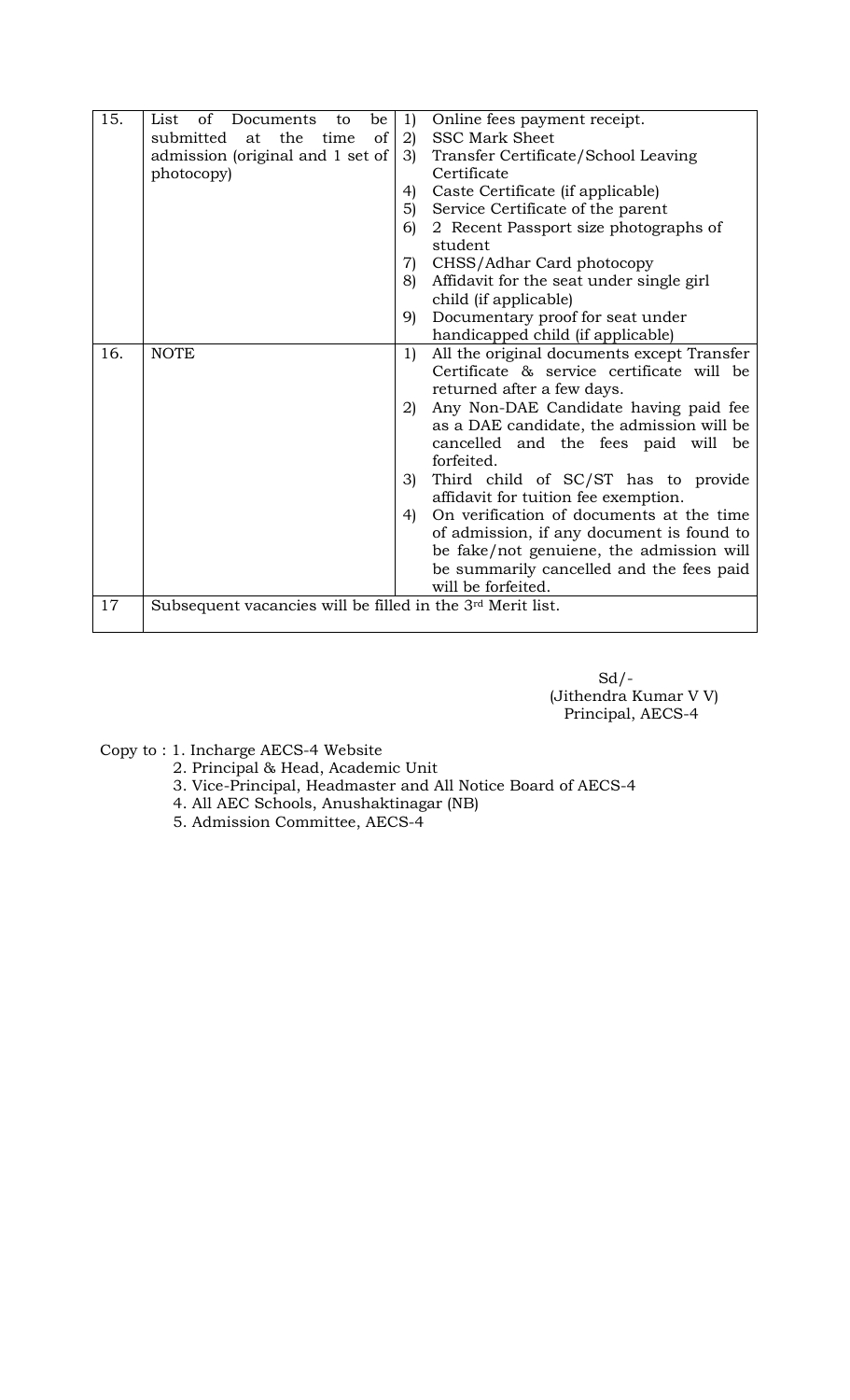| | | |
|---|---|---|
| 15. | List of Documents to be submitted at the time of admission (original and 1 set of photocopy) | 1) Online fees payment receipt.<br>2) SSC Mark Sheet<br>3) Transfer Certificate/School Leaving Certificate<br>4) Caste Certificate (if applicable)<br>5) Service Certificate of the parent<br>6) 2 Recent Passport size photographs of student<br>7) CHSS/Adhar Card photocopy<br>8) Affidavit for the seat under single girl child (if applicable)<br>9) Documentary proof for seat under handicapped child (if applicable) |
| 16. | NOTE | 1) All the original documents except Transfer Certificate & service certificate will be returned after a few days.<br>2) Any Non-DAE Candidate having paid fee as a DAE candidate, the admission will be cancelled and the fees paid will be forfeited.<br>3) Third child of SC/ST has to provide affidavit for tuition fee exemption.<br>4) On verification of documents at the time of admission, if any document is found to be fake/not genuiene, the admission will be summarily cancelled and the fees paid will be forfeited. |
| 17 | Subsequent vacancies will be filled in the 3rd Merit list. | |

Sd/-
(Jithendra Kumar V V)
Principal, AECS-4

Copy to :
1. Incharge AECS-4 Website
2. Principal & Head, Academic Unit
3. Vice-Principal, Headmaster and All Notice Board of AECS-4
4. All AEC Schools, Anushaktinagar (NB)
5. Admission Committee, AECS-4